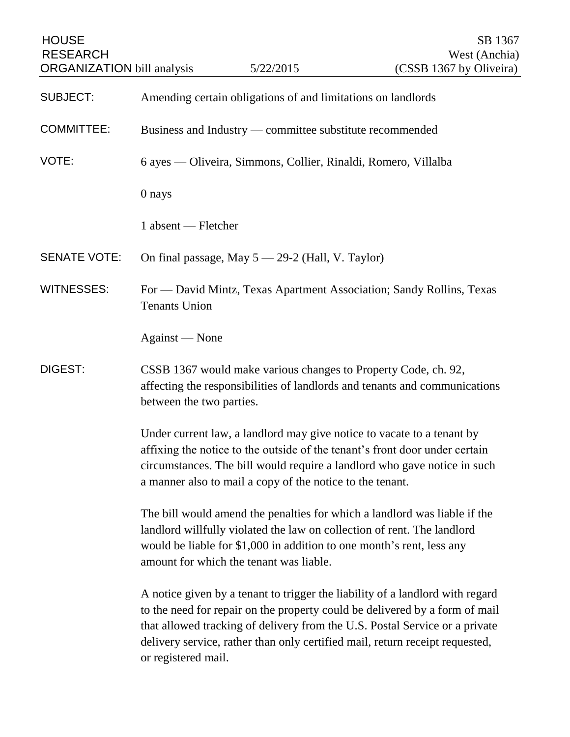HOUSE RESEARCH ORGANIZATION bill analysis — 5/22/2015

SB 1367
West (Anchia)
(CSSB 1367 by Oliveira)

**SUBJECT:** Amending certain obligations of and limitations on landlords

**COMMITTEE:** Business and Industry — committee substitute recommended

**VOTE:** 6 ayes — Oliveira, Simmons, Collier, Rinaldi, Romero, Villalba

0 nays

1 absent — Fletcher

**SENATE VOTE:** On final passage, May 5 — 29-2 (Hall, V. Taylor)

**WITNESSES:** For — David Mintz, Texas Apartment Association; Sandy Rollins, Texas Tenants Union

Against — None

**DIGEST:** CSSB 1367 would make various changes to Property Code, ch. 92, affecting the responsibilities of landlords and tenants and communications between the two parties.

Under current law, a landlord may give notice to vacate to a tenant by affixing the notice to the outside of the tenant's front door under certain circumstances. The bill would require a landlord who gave notice in such a manner also to mail a copy of the notice to the tenant.

The bill would amend the penalties for which a landlord was liable if the landlord willfully violated the law on collection of rent. The landlord would be liable for $1,000 in addition to one month's rent, less any amount for which the tenant was liable.

A notice given by a tenant to trigger the liability of a landlord with regard to the need for repair on the property could be delivered by a form of mail that allowed tracking of delivery from the U.S. Postal Service or a private delivery service, rather than only certified mail, return receipt requested, or registered mail.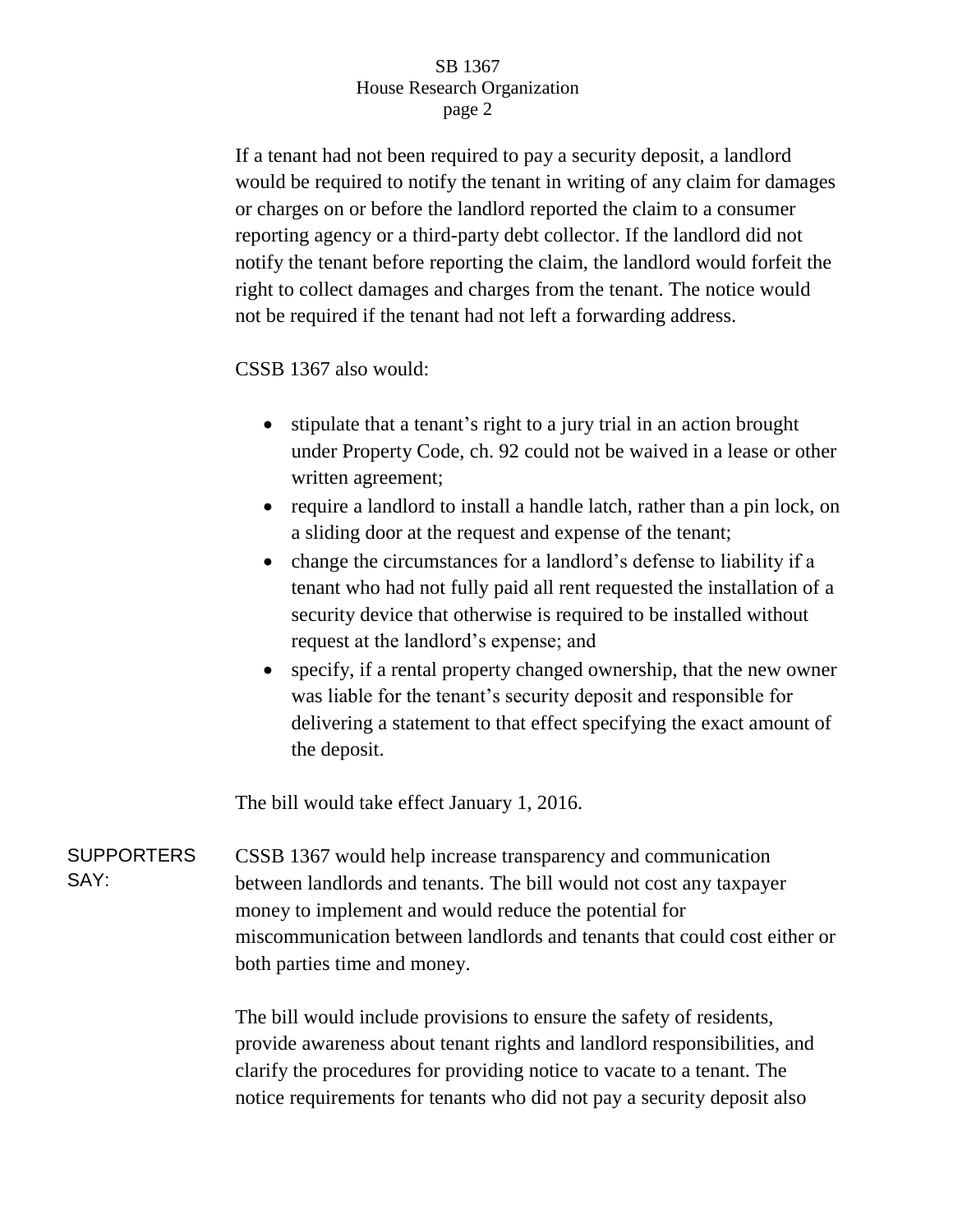If a tenant had not been required to pay a security deposit, a landlord would be required to notify the tenant in writing of any claim for damages or charges on or before the landlord reported the claim to a consumer reporting agency or a third-party debt collector. If the landlord did not notify the tenant before reporting the claim, the landlord would forfeit the right to collect damages and charges from the tenant. The notice would not be required if the tenant had not left a forwarding address.

CSSB 1367 also would:

- stipulate that a tenant's right to a jury trial in an action brought under Property Code, ch. 92 could not be waived in a lease or other written agreement;
- require a landlord to install a handle latch, rather than a pin lock, on a sliding door at the request and expense of the tenant;
- change the circumstances for a landlord's defense to liability if a tenant who had not fully paid all rent requested the installation of a security device that otherwise is required to be installed without request at the landlord's expense; and
- specify, if a rental property changed ownership, that the new owner was liable for the tenant's security deposit and responsible for delivering a statement to that effect specifying the exact amount of the deposit.

The bill would take effect January 1, 2016.

**SUPPORTERS SAY:**

CSSB 1367 would help increase transparency and communication between landlords and tenants. The bill would not cost any taxpayer money to implement and would reduce the potential for miscommunication between landlords and tenants that could cost either or both parties time and money.

The bill would include provisions to ensure the safety of residents, provide awareness about tenant rights and landlord responsibilities, and clarify the procedures for providing notice to vacate to a tenant. The notice requirements for tenants who did not pay a security deposit also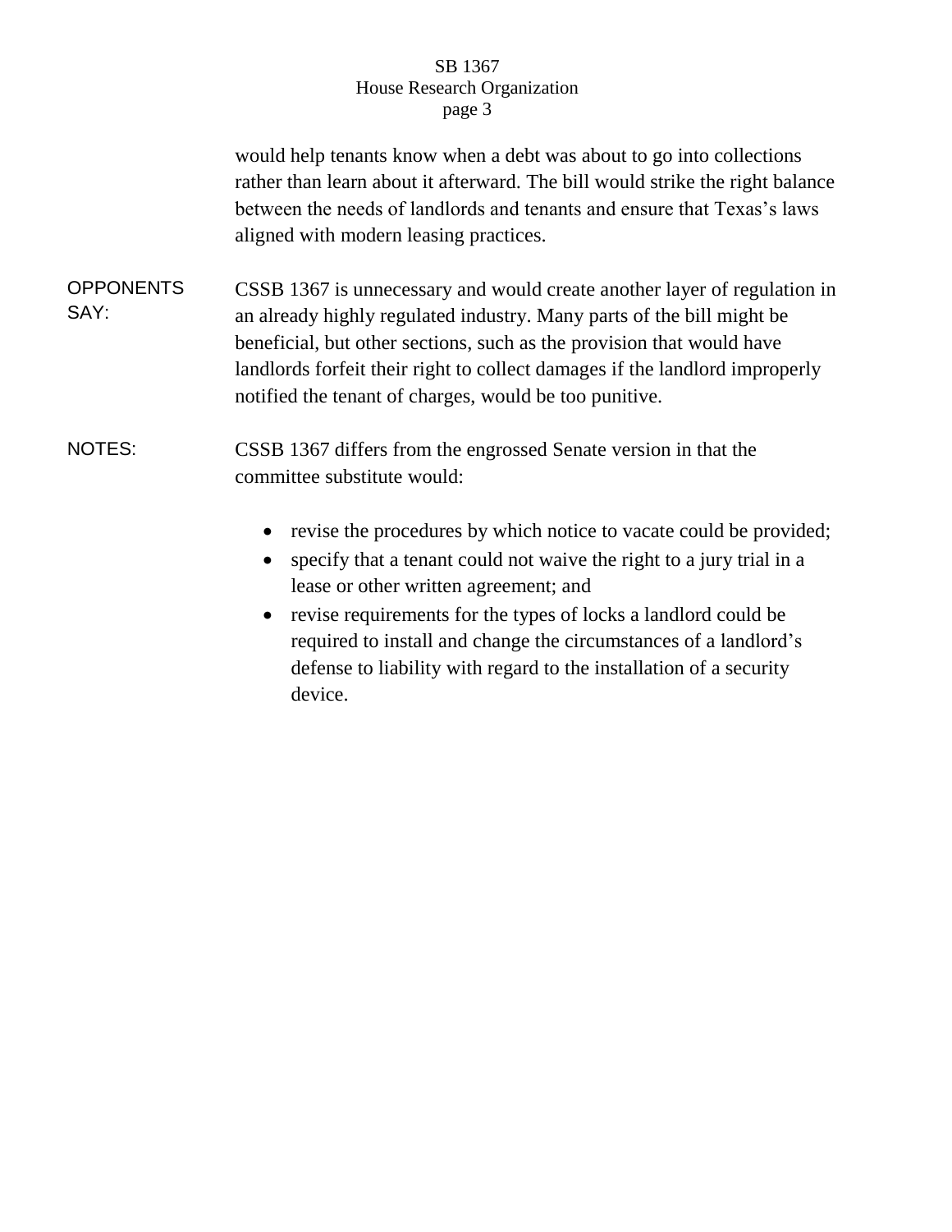would help tenants know when a debt was about to go into collections rather than learn about it afterward. The bill would strike the right balance between the needs of landlords and tenants and ensure that Texas's laws aligned with modern leasing practices.

**OPPONENTS SAY:** CSSB 1367 is unnecessary and would create another layer of regulation in an already highly regulated industry. Many parts of the bill might be beneficial, but other sections, such as the provision that would have landlords forfeit their right to collect damages if the landlord improperly notified the tenant of charges, would be too punitive.

**NOTES:** CSSB 1367 differs from the engrossed Senate version in that the committee substitute would:

- revise the procedures by which notice to vacate could be provided;
- specify that a tenant could not waive the right to a jury trial in a lease or other written agreement; and
- revise requirements for the types of locks a landlord could be required to install and change the circumstances of a landlord's defense to liability with regard to the installation of a security device.